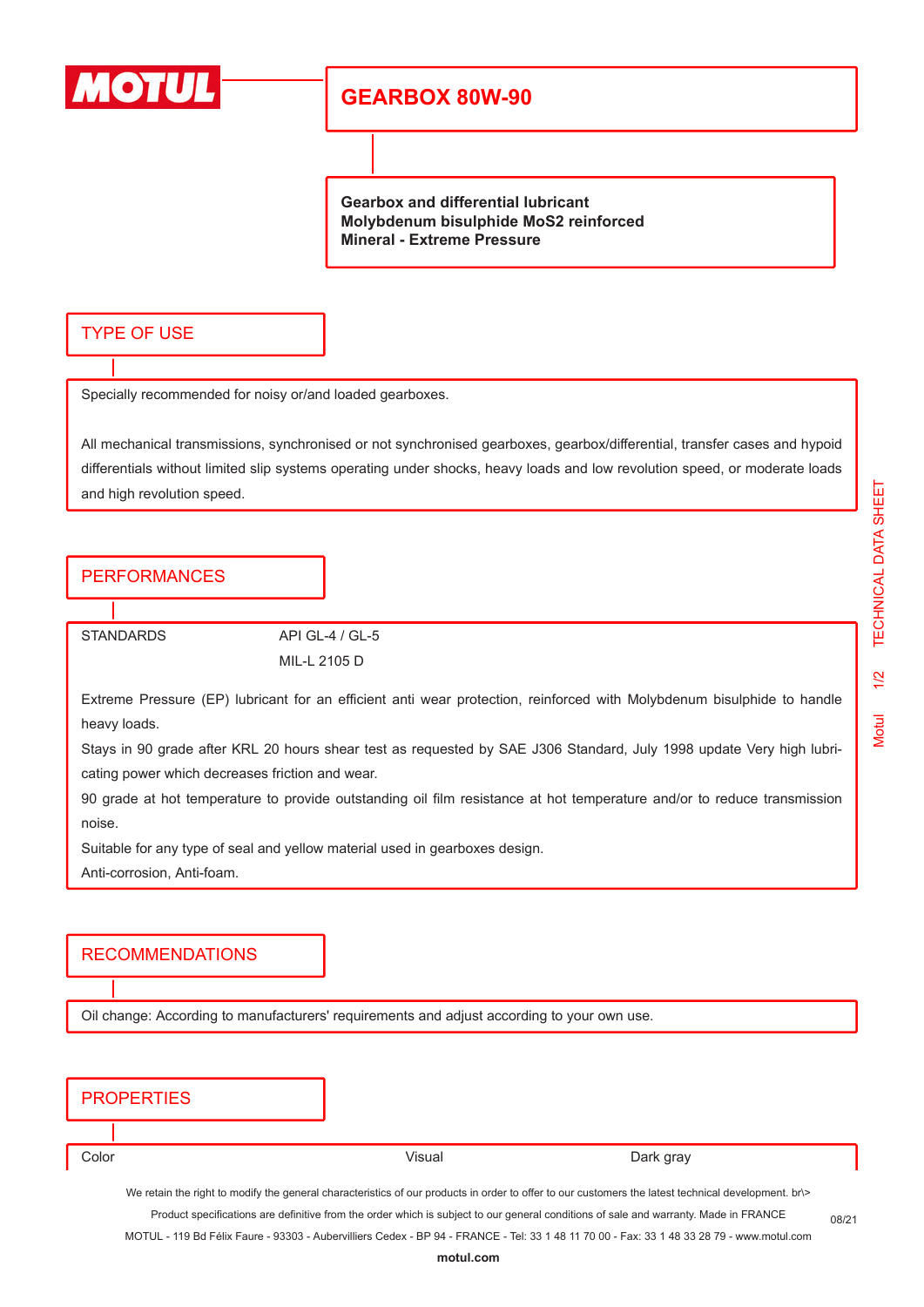# GEARBOX 80W-90

**Gearbox and differential lubricant**
**Molybdenum bisulphide MoS2 reinforced**
**Mineral - Extreme Pressure**

## TYPE OF USE

Specially recommended for noisy or/and loaded gearboxes.

All mechanical transmissions, synchronised or not synchronised gearboxes, gearbox/differential, transfer cases and hypoid differentials without limited slip systems operating under shocks, heavy loads and low revolution speed, or moderate loads and high revolution speed.

## PERFORMANCES

| STANDARDS | API GL-4 / GL-5 |
|---|---|
| | MIL-L 2105 D |

Extreme Pressure (EP) lubricant for an efficient anti wear protection, reinforced with Molybdenum bisulphide to handle heavy loads.

Stays in 90 grade after KRL 20 hours shear test as requested by SAE J306 Standard, July 1998 update Very high lubricating power which decreases friction and wear.

90 grade at hot temperature to provide outstanding oil film resistance at hot temperature and/or to reduce transmission noise.

Suitable for any type of seal and yellow material used in gearboxes design.

Anti-corrosion, Anti-foam.

## RECOMMENDATIONS

Oil change: According to manufacturers' requirements and adjust according to your own use.

## PROPERTIES

| Color | Visual | Dark gray |
|---|---|---|

We retain the right to modify the general characteristics of our products in order to offer to our customers the latest technical development. br\>
Product specifications are definitive from the order which is subject to our general conditions of sale and warranty. Made in FRANCE
MOTUL - 119 Bd Félix Faure - 93303 - Aubervilliers Cedex - BP 94 - FRANCE - Tel: 33 1 48 11 70 00 - Fax: 33 1 48 33 28 79 - www.motul.com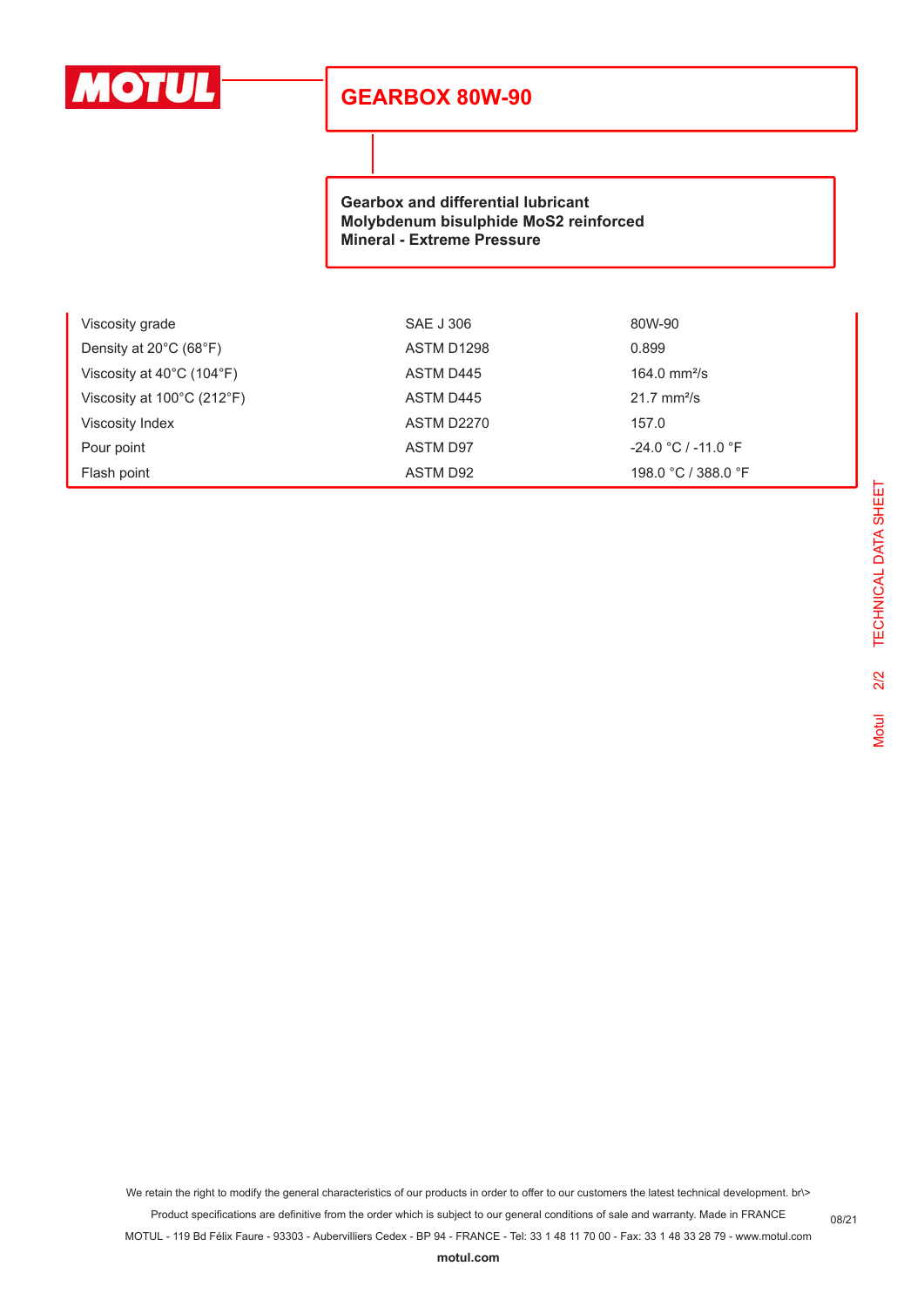# GEARBOX 80W-90

**Gearbox and differential lubricant**
**Molybdenum bisulphide MoS2 reinforced**
**Mineral - Extreme Pressure**

| | | |
|---|---|---|
| Viscosity grade | SAE J 306 | 80W-90 |
| Density at 20°C (68°F) | ASTM D1298 | 0.899 |
| Viscosity at 40°C (104°F) | ASTM D445 | 164.0 mm²/s |
| Viscosity at 100°C (212°F) | ASTM D445 | 21.7 mm²/s |
| Viscosity Index | ASTM D2270 | 157.0 |
| Pour point | ASTM D97 | -24.0 °C / -11.0 °F |
| Flash point | ASTM D92 | 198.0 °C / 388.0 °F |

We retain the right to modify the general characteristics of our products in order to offer to our customers the latest technical development. br\>
Product specifications are definitive from the order which is subject to our general conditions of sale and warranty. Made in FRANCE
MOTUL - 119 Bd Félix Faure - 93303 - Aubervilliers Cedex - BP 94 - FRANCE - Tel: 33 1 48 11 70 00 - Fax: 33 1 48 33 28 79 - www.motul.com

**motul.com**

08/21